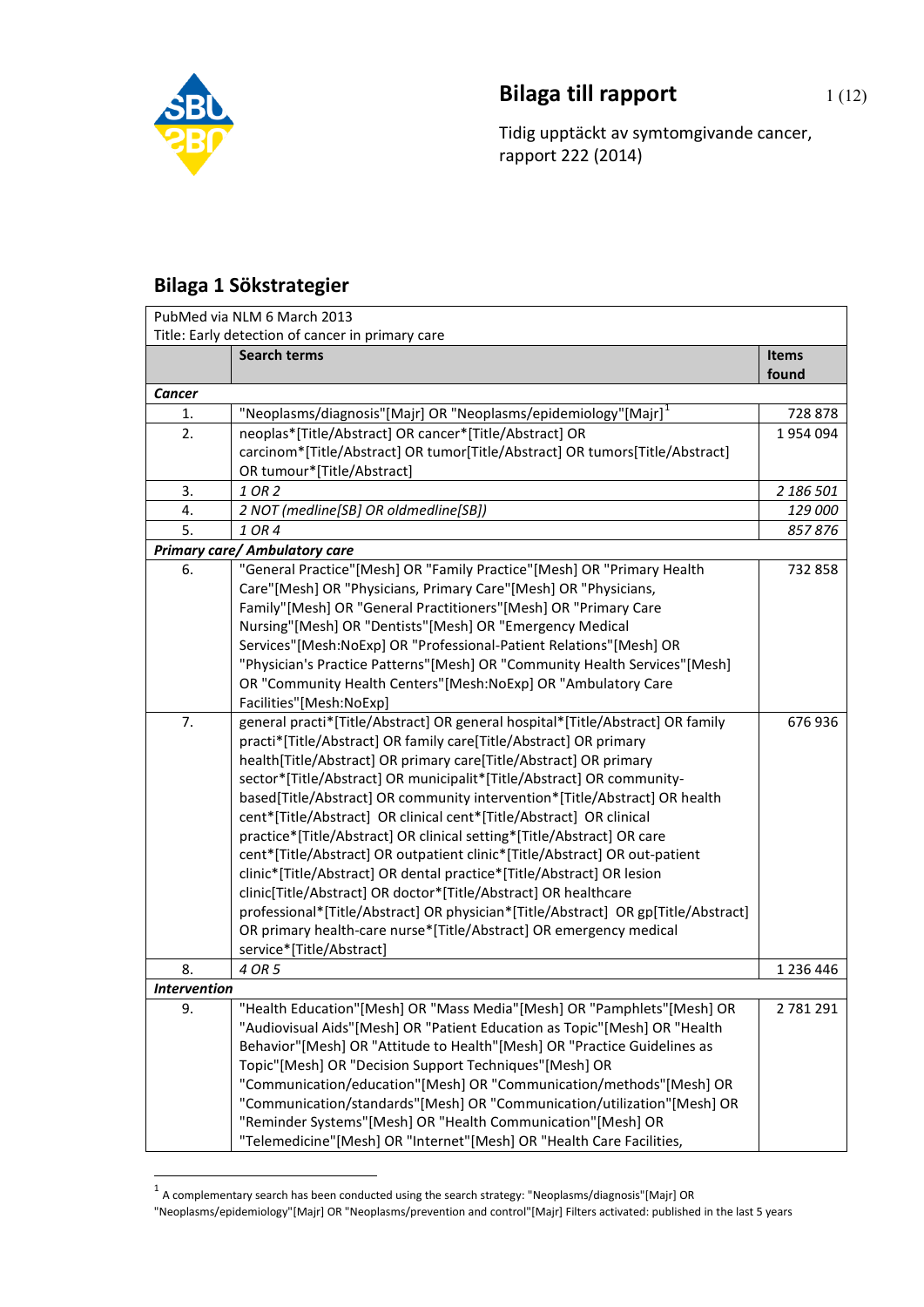# Bilaga till rapport

Tidig upptäckt av symtomgivande cancer, rapport 222 (2014)

## Bilaga 1 Sökstrategier

| PubMed via NLM 6 March 2013<br>Title: Early detection of cancer in primary care | | |
|---|---|---|
| | **Search terms** | **Items found** |
| ***Cancer*** | | |
| 1. | "Neoplasms/diagnosis"[Majr] OR "Neoplasms/epidemiology"[Majr][1] | 728 878 |
| 2. | neoplas*[Title/Abstract] OR cancer*[Title/Abstract] OR carcinom*[Title/Abstract] OR tumor[Title/Abstract] OR tumors[Title/Abstract] OR tumour*[Title/Abstract] | 1 954 094 |
| 3. | *1 OR 2* | *2 186 501* |
| 4. | *2 NOT (medline[SB] OR oldmedline[SB])* | *129 000* |
| 5. | *1 OR 4* | *857 876* |
| ***Primary care/ Ambulatory care*** | | |
| 6. | "General Practice"[Mesh] OR "Family Practice"[Mesh] OR "Primary Health Care"[Mesh] OR "Physicians, Primary Care"[Mesh] OR "Physicians, Family"[Mesh] OR "General Practitioners"[Mesh] OR "Primary Care Nursing"[Mesh] OR "Dentists"[Mesh] OR "Emergency Medical Services"[Mesh:NoExp] OR "Professional-Patient Relations"[Mesh] OR "Physician's Practice Patterns"[Mesh] OR "Community Health Services"[Mesh] OR "Community Health Centers"[Mesh:NoExp] OR "Ambulatory Care Facilities"[Mesh:NoExp] | 732 858 |
| 7. | general practi*[Title/Abstract] OR general hospital*[Title/Abstract] OR family practi*[Title/Abstract] OR family care[Title/Abstract] OR primary health[Title/Abstract] OR primary care[Title/Abstract] OR primary sector*[Title/Abstract] OR municipalit*[Title/Abstract] OR community-based[Title/Abstract] OR community intervention*[Title/Abstract] OR health cent*[Title/Abstract] OR clinical cent*[Title/Abstract] OR clinical practice*[Title/Abstract] OR clinical setting*[Title/Abstract] OR care cent*[Title/Abstract] OR outpatient clinic*[Title/Abstract] OR out-patient clinic*[Title/Abstract] OR dental practice*[Title/Abstract] OR lesion clinic[Title/Abstract] OR doctor*[Title/Abstract] OR healthcare professional*[Title/Abstract] OR physician*[Title/Abstract] OR gp[Title/Abstract] OR primary health-care nurse*[Title/Abstract] OR emergency medical service*[Title/Abstract] | 676 936 |
| 8. | *4 OR 5* | 1 236 446 |
| ***Intervention*** | | |
| 9. | "Health Education"[Mesh] OR "Mass Media"[Mesh] OR "Pamphlets"[Mesh] OR "Audiovisual Aids"[Mesh] OR "Patient Education as Topic"[Mesh] OR "Health Behavior"[Mesh] OR "Attitude to Health"[Mesh] OR "Practice Guidelines as Topic"[Mesh] OR "Decision Support Techniques"[Mesh] OR "Communication/education"[Mesh] OR "Communication/methods"[Mesh] OR "Communication/standards"[Mesh] OR "Communication/utilization"[Mesh] OR "Reminder Systems"[Mesh] OR "Health Communication"[Mesh] OR "Telemedicine"[Mesh] OR "Internet"[Mesh] OR "Health Care Facilities, | 2 781 291 |

[1] A complementary search has been conducted using the search strategy: "Neoplasms/diagnosis"[Majr] OR "Neoplasms/epidemiology"[Majr] OR "Neoplasms/prevention and control"[Majr] Filters activated: published in the last 5 years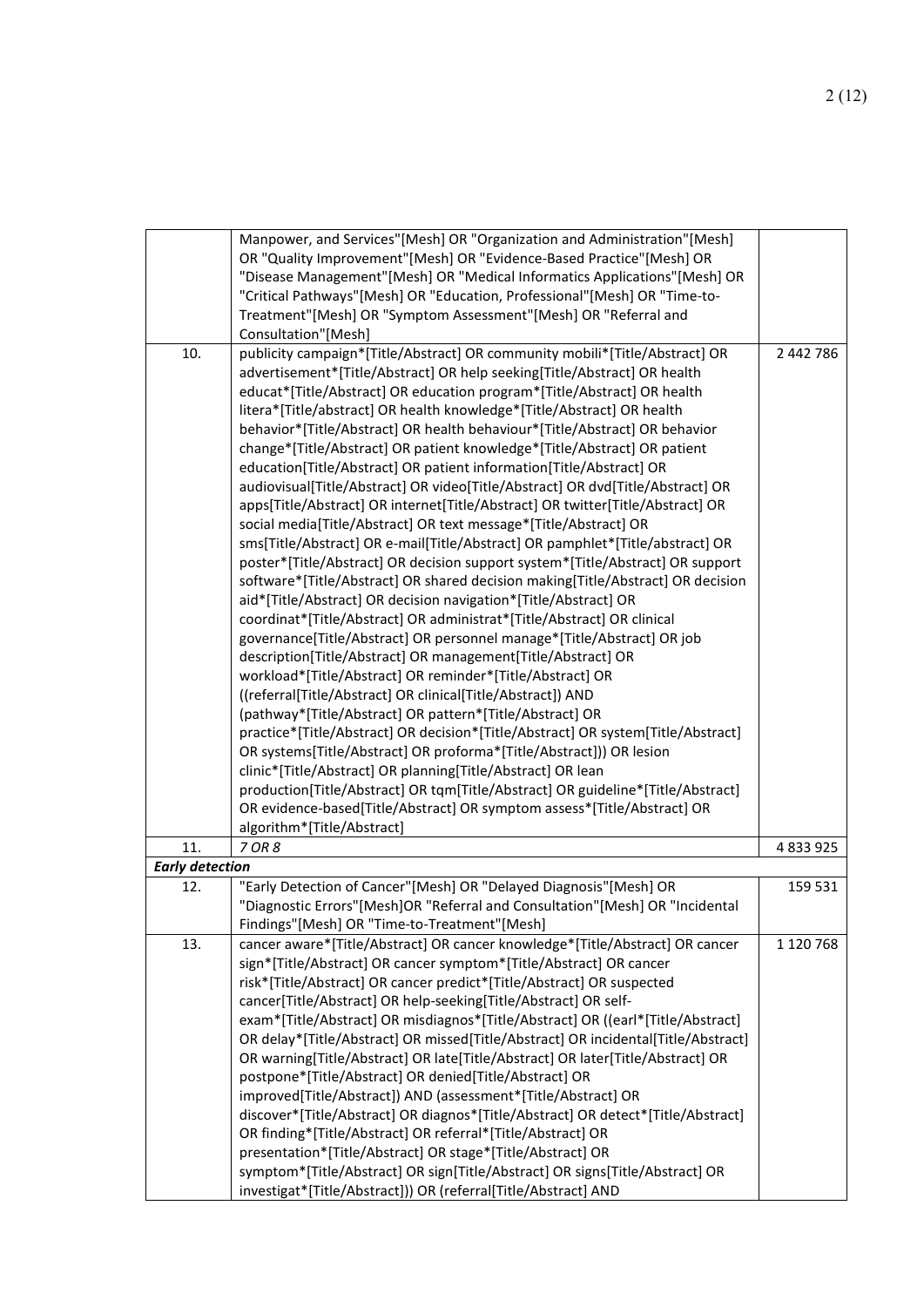| | | |
|---|---|---|
| | Manpower, and Services"[Mesh] OR "Organization and Administration"[Mesh] OR "Quality Improvement"[Mesh] OR "Evidence-Based Practice"[Mesh] OR "Disease Management"[Mesh] OR "Medical Informatics Applications"[Mesh] OR "Critical Pathways"[Mesh] OR "Education, Professional"[Mesh] OR "Time-to-Treatment"[Mesh] OR "Symptom Assessment"[Mesh] OR "Referral and Consultation"[Mesh] | |
| 10. | publicity campaign*[Title/Abstract] OR community mobili*[Title/Abstract] OR advertisement*[Title/Abstract] OR help seeking[Title/Abstract] OR health educat*[Title/Abstract] OR education program*[Title/Abstract] OR health litera*[Title/abstract] OR health knowledge*[Title/Abstract] OR health behavior*[Title/Abstract] OR health behaviour*[Title/Abstract] OR behavior change*[Title/Abstract] OR patient knowledge*[Title/Abstract] OR patient education[Title/Abstract] OR patient information[Title/Abstract] OR audiovisual[Title/Abstract] OR video[Title/Abstract] OR dvd[Title/Abstract] OR apps[Title/Abstract] OR internet[Title/Abstract] OR twitter[Title/Abstract] OR social media[Title/Abstract] OR text message*[Title/Abstract] OR sms[Title/Abstract] OR e-mail[Title/Abstract] OR pamphlet*[Title/abstract] OR poster*[Title/Abstract] OR decision support system*[Title/Abstract] OR support software*[Title/Abstract] OR shared decision making[Title/Abstract] OR decision aid*[Title/Abstract] OR decision navigation*[Title/Abstract] OR coordinat*[Title/Abstract] OR administrat*[Title/Abstract] OR clinical governance[Title/Abstract] OR personnel manage*[Title/Abstract] OR job description[Title/Abstract] OR management[Title/Abstract] OR workload*[Title/Abstract] OR reminder*[Title/Abstract] OR ((referral[Title/Abstract] OR clinical[Title/Abstract]) AND (pathway*[Title/Abstract] OR pattern*[Title/Abstract] OR practice*[Title/Abstract] OR decision*[Title/Abstract] OR system[Title/Abstract] OR systems[Title/Abstract] OR proforma*[Title/Abstract])) OR lesion clinic*[Title/Abstract] OR planning[Title/Abstract] OR lean production[Title/Abstract] OR tqm[Title/Abstract] OR guideline*[Title/Abstract] OR evidence-based[Title/Abstract] OR symptom assess*[Title/Abstract] OR algorithm*[Title/Abstract] | 2 442 786 |
| 11. | *7 OR 8* | 4 833 925 |
| ***Early detection*** | | |
| 12. | "Early Detection of Cancer"[Mesh] OR "Delayed Diagnosis"[Mesh] OR "Diagnostic Errors"[Mesh]OR "Referral and Consultation"[Mesh] OR "Incidental Findings"[Mesh] OR "Time-to-Treatment"[Mesh] | 159 531 |
| 13. | cancer aware*[Title/Abstract] OR cancer knowledge*[Title/Abstract] OR cancer sign*[Title/Abstract] OR cancer symptom*[Title/Abstract] OR cancer risk*[Title/Abstract] OR cancer predict*[Title/Abstract] OR suspected cancer[Title/Abstract] OR help-seeking[Title/Abstract] OR self-exam*[Title/Abstract] OR misdiagnos*[Title/Abstract] OR ((earl*[Title/Abstract] OR delay*[Title/Abstract] OR missed[Title/Abstract] OR incidental[Title/Abstract] OR warning[Title/Abstract] OR late[Title/Abstract] OR later[Title/Abstract] OR postpone*[Title/Abstract] OR denied[Title/Abstract] OR improved[Title/Abstract]) AND (assessment*[Title/Abstract] OR discover*[Title/Abstract] OR diagnos*[Title/Abstract] OR detect*[Title/Abstract] OR finding*[Title/Abstract] OR referral*[Title/Abstract] OR presentation*[Title/Abstract] OR stage*[Title/Abstract] OR symptom*[Title/Abstract] OR sign[Title/Abstract] OR signs[Title/Abstract] OR investigat*[Title/Abstract])) OR (referral[Title/Abstract] AND | 1 120 768 |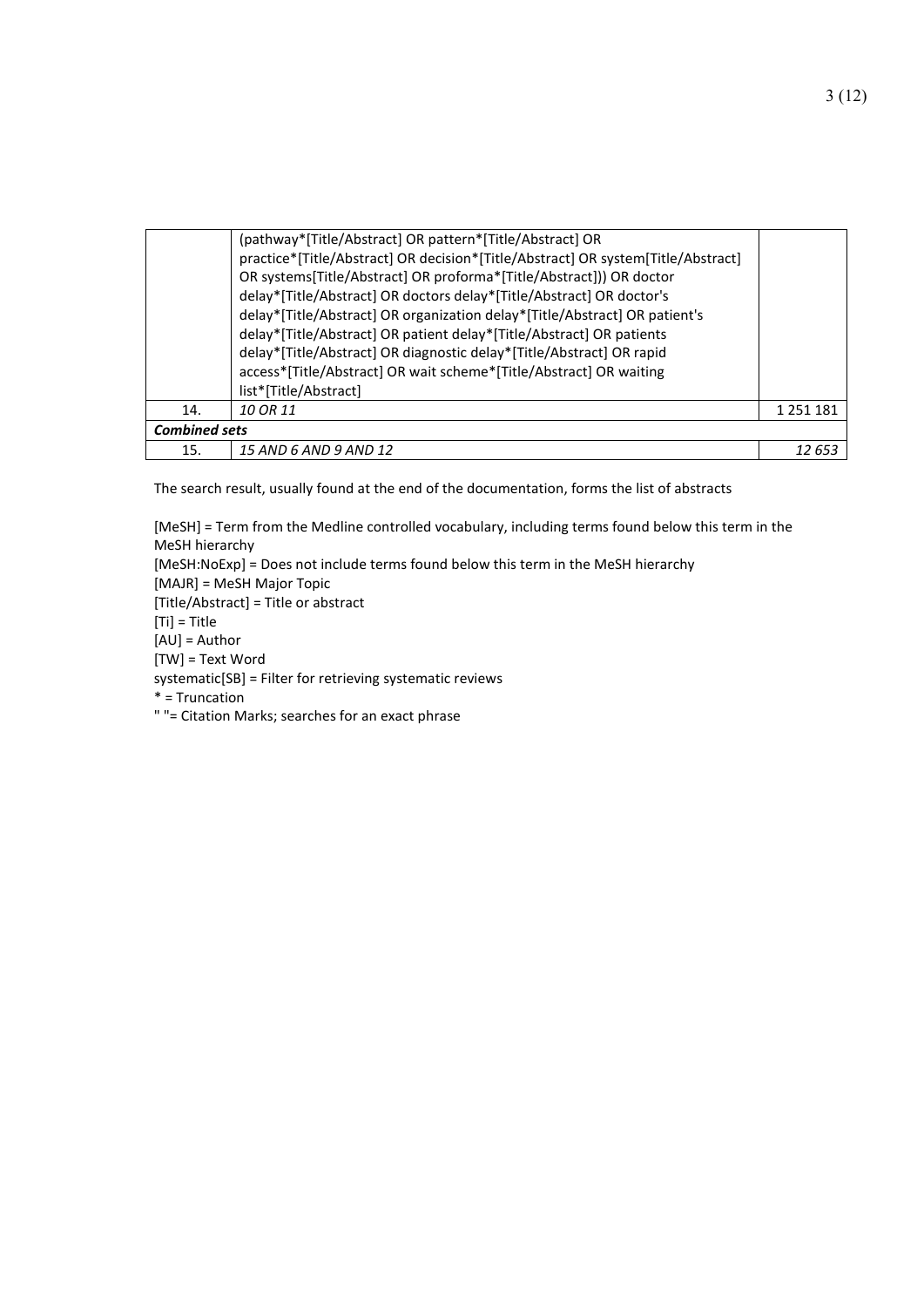| | | |
|---|---|---|
| | (pathway*[Title/Abstract] OR pattern*[Title/Abstract] OR practice*[Title/Abstract] OR decision*[Title/Abstract] OR system[Title/Abstract] OR systems[Title/Abstract] OR proforma*[Title/Abstract])) OR doctor delay*[Title/Abstract] OR doctors delay*[Title/Abstract] OR doctor's delay*[Title/Abstract] OR organization delay*[Title/Abstract] OR patient's delay*[Title/Abstract] OR patient delay*[Title/Abstract] OR patients delay*[Title/Abstract] OR diagnostic delay*[Title/Abstract] OR rapid access*[Title/Abstract] OR wait scheme*[Title/Abstract] OR waiting list*[Title/Abstract] | |
| 14. | *10 OR 11* | 1 251 181 |
| ***Combined sets*** | | |
| 15. | *15 AND 6 AND 9 AND 12* | *12 653* |

The search result, usually found at the end of the documentation, forms the list of abstracts

[MeSH] = Term from the Medline controlled vocabulary, including terms found below this term in the MeSH hierarchy
[MeSH:NoExp] = Does not include terms found below this term in the MeSH hierarchy
[MAJR] = MeSH Major Topic
[Title/Abstract] = Title or abstract
[Ti] = Title
[AU] = Author
[TW] = Text Word
systematic[SB] = Filter for retrieving systematic reviews
* = Truncation
" "= Citation Marks; searches for an exact phrase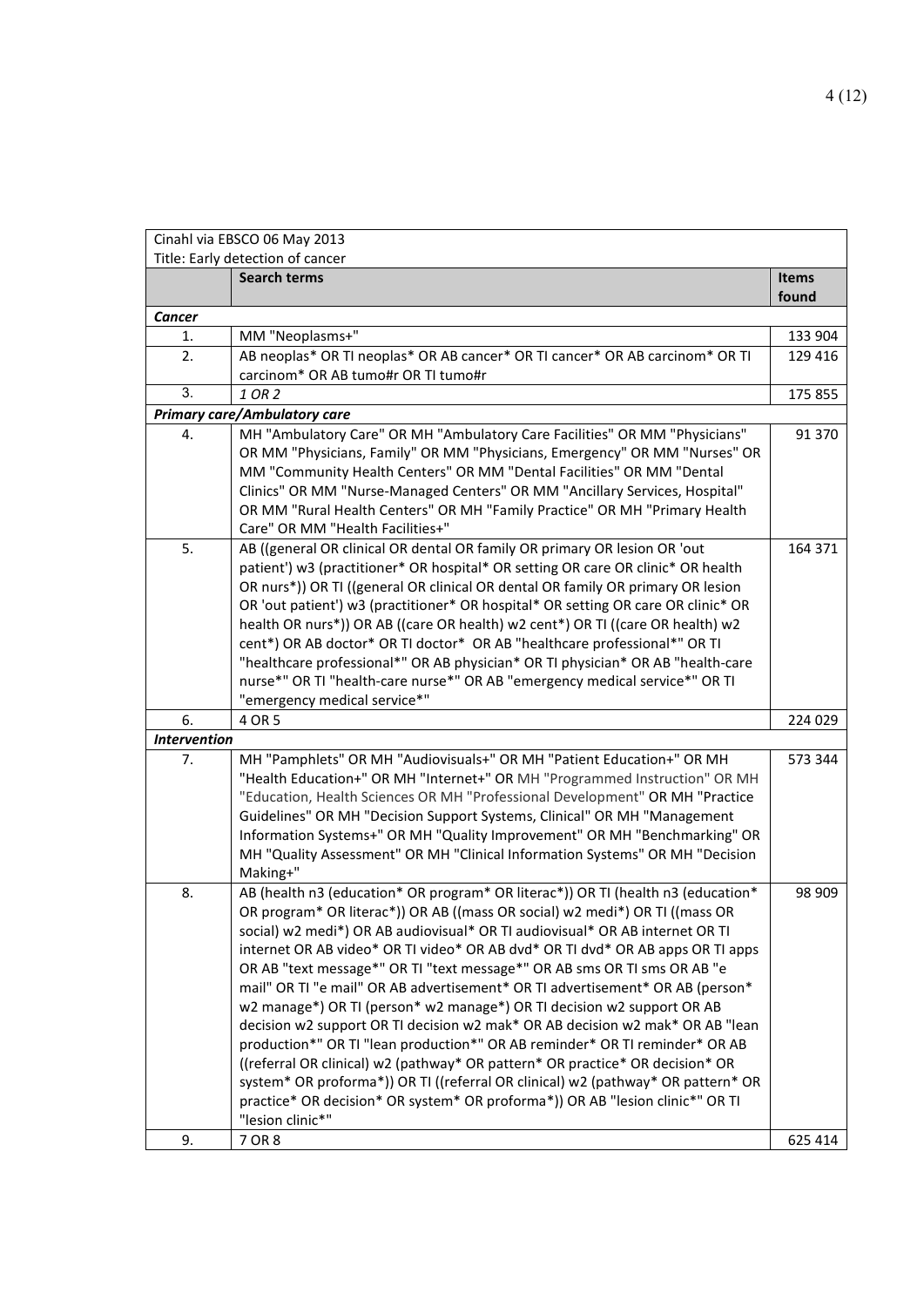| Cinahl via EBSCO 06 May 2013<br>Title: Early detection of cancer | | |
|---|---|---|
| | **Search terms** | **Items found** |
| ***Cancer*** | | |
| 1. | MM "Neoplasms+" | 133 904 |
| 2. | AB neoplas* OR TI neoplas* OR AB cancer* OR TI cancer* OR AB carcinom* OR TI carcinom* OR AB tumo#r OR TI tumo#r | 129 416 |
| 3. | *1 OR 2* | 175 855 |
| ***Primary care/Ambulatory care*** | | |
| 4. | MH "Ambulatory Care" OR MH "Ambulatory Care Facilities" OR MM "Physicians" OR MM "Physicians, Family" OR MM "Physicians, Emergency" OR MM "Nurses" OR MM "Community Health Centers" OR MM "Dental Facilities" OR MM "Dental Clinics" OR MM "Nurse-Managed Centers" OR MM "Ancillary Services, Hospital" OR MM "Rural Health Centers" OR MH "Family Practice" OR MH "Primary Health Care" OR MM "Health Facilities+" | 91 370 |
| 5. | AB ((general OR clinical OR dental OR family OR primary OR lesion OR 'out patient') w3 (practitioner* OR hospital* OR setting OR care OR clinic* OR health OR nurs*)) OR TI ((general OR clinical OR dental OR family OR primary OR lesion OR 'out patient') w3 (practitioner* OR hospital* OR setting OR care OR clinic* OR health OR nurs*)) OR AB ((care OR health) w2 cent*) OR TI ((care OR health) w2 cent*) OR AB doctor* OR TI doctor* OR AB "healthcare professional*" OR TI "healthcare professional*" OR AB physician* OR TI physician* OR AB "health-care nurse*" OR TI "health-care nurse*" OR AB "emergency medical service*" OR TI "emergency medical service*" | 164 371 |
| 6. | 4 OR 5 | 224 029 |
| ***Intervention*** | | |
| 7. | MH "Pamphlets" OR MH "Audiovisuals+" OR MH "Patient Education+" OR MH "Health Education+" OR MH "Internet+" OR MH "Programmed Instruction" OR MH "Education, Health Sciences OR MH "Professional Development" OR MH "Practice Guidelines" OR MH "Decision Support Systems, Clinical" OR MH "Management Information Systems+" OR MH "Quality Improvement" OR MH "Benchmarking" OR MH "Quality Assessment" OR MH "Clinical Information Systems" OR MH "Decision Making+" | 573 344 |
| 8. | AB (health n3 (education* OR program* OR literac*)) OR TI (health n3 (education* OR program* OR literac*)) OR AB ((mass OR social) w2 medi*) OR TI ((mass OR social) w2 medi*) OR AB audiovisual* OR TI audiovisual* OR AB internet OR TI internet OR AB video* OR TI video* OR AB dvd* OR TI dvd* OR AB apps OR TI apps OR AB "text message*" OR TI "text message*" OR AB sms OR TI sms OR AB "e mail" OR TI "e mail" OR AB advertisement* OR TI advertisement* OR AB (person* w2 manage*) OR TI (person* w2 manage*) OR TI decision w2 support OR AB decision w2 support OR TI decision w2 mak* OR AB decision w2 mak* OR AB "lean production*" OR TI "lean production*" OR AB reminder* OR TI reminder* OR AB ((referral OR clinical) w2 (pathway* OR pattern* OR practice* OR decision* OR system* OR proforma*)) OR TI ((referral OR clinical) w2 (pathway* OR pattern* OR practice* OR decision* OR system* OR proforma*)) OR AB "lesion clinic*" OR TI "lesion clinic*" | 98 909 |
| 9. | 7 OR 8 | 625 414 |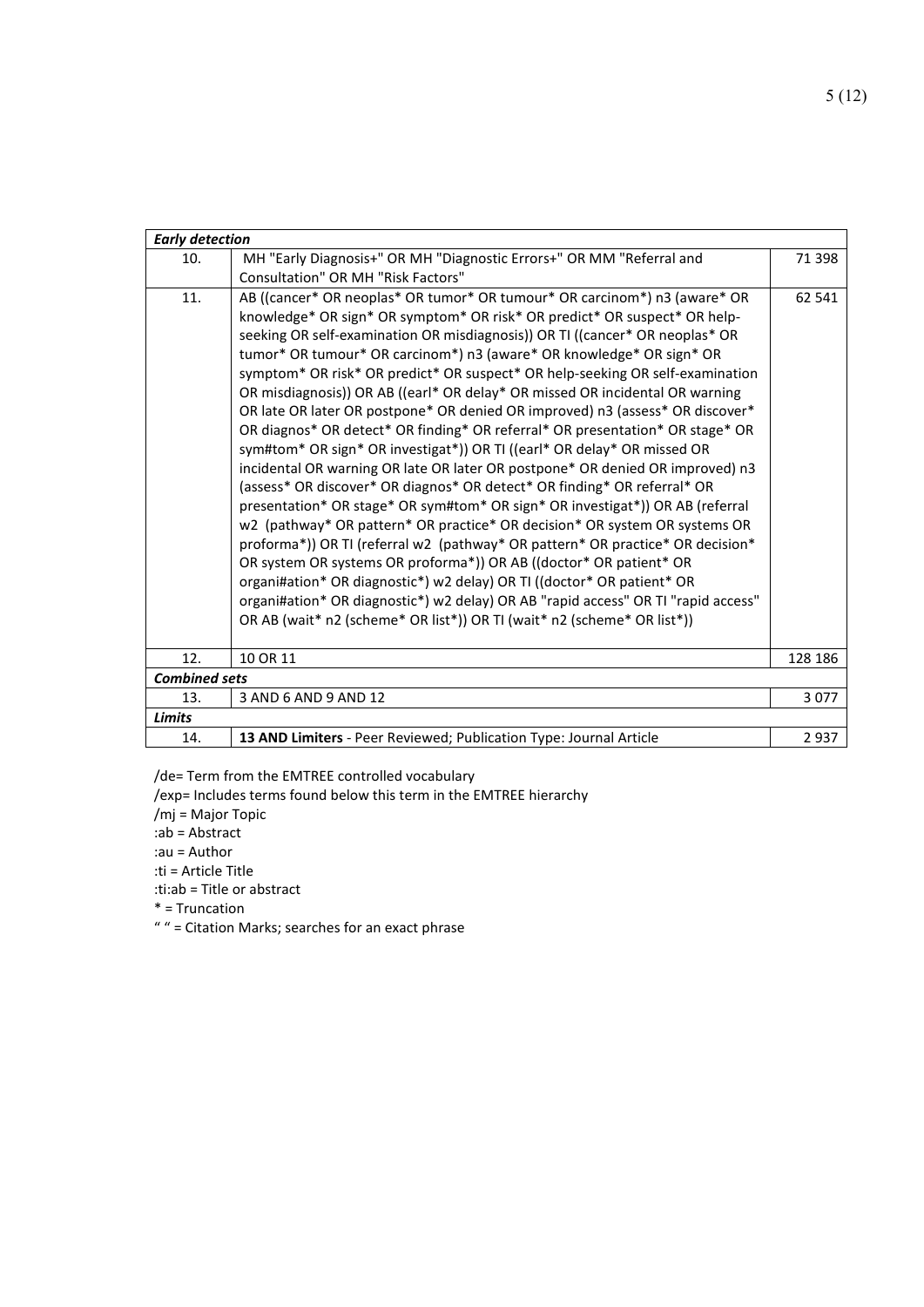| | | |
|---|---|---|
| ***Early detection*** | | |
| 10. | MH "Early Diagnosis+" OR MH "Diagnostic Errors+" OR MM "Referral and Consultation" OR MH "Risk Factors" | 71 398 |
| 11. | AB ((cancer* OR neoplas* OR tumor* OR tumour* OR carcinom*) n3 (aware* OR knowledge* OR sign* OR symptom* OR risk* OR predict* OR suspect* OR help-seeking OR self-examination OR misdiagnosis)) OR TI ((cancer* OR neoplas* OR tumor* OR tumour* OR carcinom*) n3 (aware* OR knowledge* OR sign* OR symptom* OR risk* OR predict* OR suspect* OR help-seeking OR self-examination OR misdiagnosis)) OR AB ((earl* OR delay* OR missed OR incidental OR warning OR late OR later OR postpone* OR denied OR improved) n3 (assess* OR discover* OR diagnos* OR detect* OR finding* OR referral* OR presentation* OR stage* OR sym#tom* OR sign* OR investigat*)) OR TI ((earl* OR delay* OR missed OR incidental OR warning OR late OR later OR postpone* OR denied OR improved) n3 (assess* OR discover* OR diagnos* OR detect* OR finding* OR referral* OR presentation* OR stage* OR sym#tom* OR sign* OR investigat*)) OR AB (referral w2 (pathway* OR pattern* OR practice* OR decision* OR system OR systems OR proforma*)) OR TI (referral w2 (pathway* OR pattern* OR practice* OR decision* OR system OR systems OR proforma*)) OR AB ((doctor* OR patient* OR organi#ation* OR diagnostic*) w2 delay) OR TI ((doctor* OR patient* OR organi#ation* OR diagnostic*) w2 delay) OR AB "rapid access" OR TI "rapid access" OR AB (wait* n2 (scheme* OR list*)) OR TI (wait* n2 (scheme* OR list*)) | 62 541 |
| 12. | 10 OR 11 | 128 186 |
| ***Combined sets*** | | |
| 13. | 3 AND 6 AND 9 AND 12 | 3 077 |
| ***Limits*** | | |
| 14. | **13 AND Limiters** - Peer Reviewed; Publication Type: Journal Article | 2 937 |

/de= Term from the EMTREE controlled vocabulary  
/exp= Includes terms found below this term in the EMTREE hierarchy  
/mj = Major Topic  
:ab = Abstract  
:au = Author  
:ti = Article Title  
:ti:ab = Title or abstract  
* = Truncation  
" " = Citation Marks; searches for an exact phrase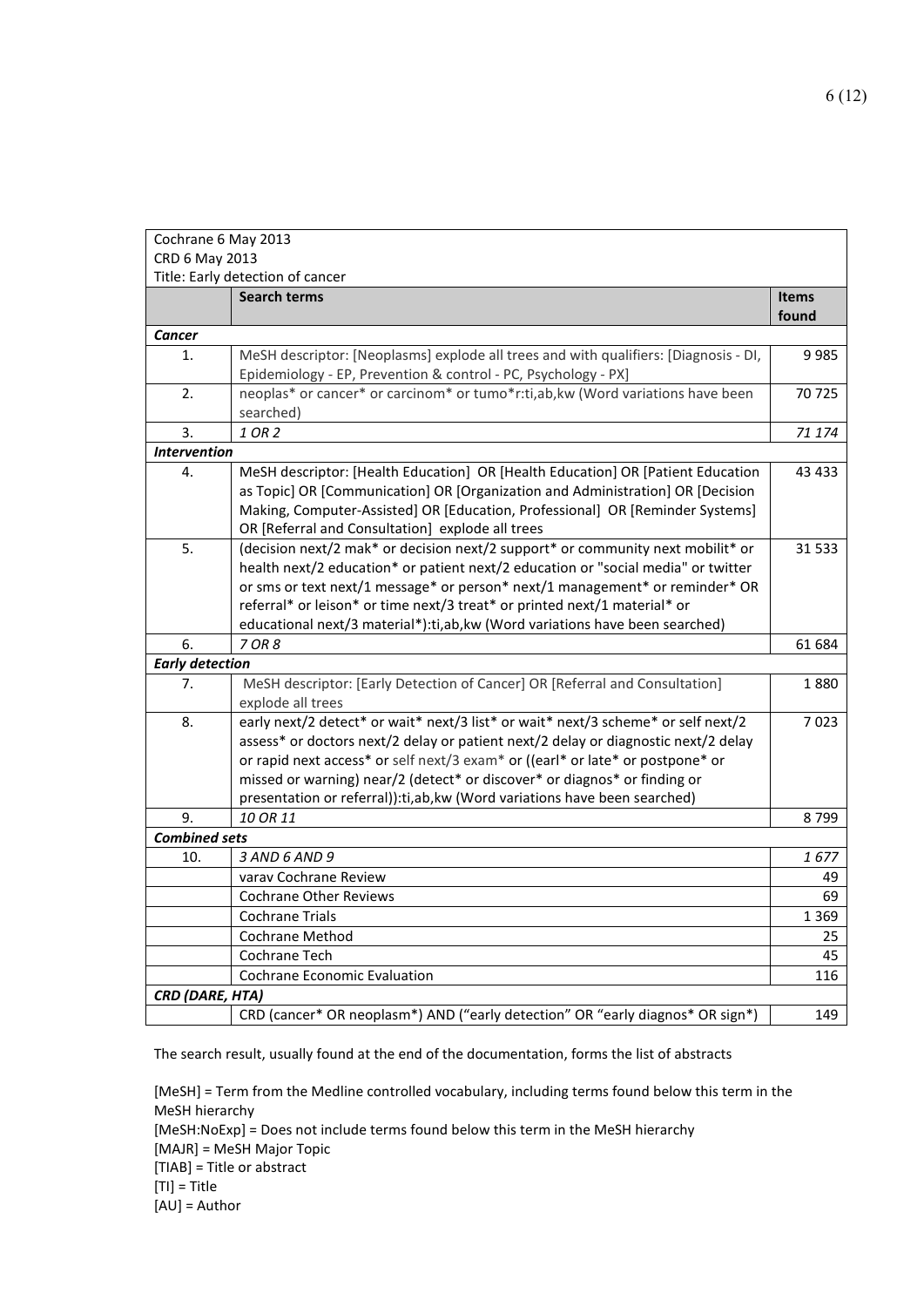| Cochrane 6 May 2013<br>CRD 6 May 2013<br>Title: Early detection of cancer | | |
|---|---|---|
| | **Search terms** | **Items found** |
| ***Cancer*** | | |
| 1. | MeSH descriptor: [Neoplasms] explode all trees and with qualifiers: [Diagnosis - DI, Epidemiology - EP, Prevention & control - PC, Psychology - PX] | 9 985 |
| 2. | neoplas* or cancer* or carcinom* or tumo*r:ti,ab,kw (Word variations have been searched) | 70 725 |
| 3. | *1 OR 2* | *71 174* |
| ***Intervention*** | | |
| 4. | MeSH descriptor: [Health Education] OR [Health Education] OR [Patient Education as Topic] OR [Communication] OR [Organization and Administration] OR [Decision Making, Computer-Assisted] OR [Education, Professional] OR [Reminder Systems] OR [Referral and Consultation] explode all trees | 43 433 |
| 5. | (decision next/2 mak* or decision next/2 support* or community next mobilit* or health next/2 education* or patient next/2 education or "social media" or twitter or sms or text next/1 message* or person* next/1 management* or reminder* OR referral* or leison* or time next/3 treat* or printed next/1 material* or educational next/3 material*):ti,ab,kw (Word variations have been searched) | 31 533 |
| 6. | *7 OR 8* | 61 684 |
| ***Early detection*** | | |
| 7. | MeSH descriptor: [Early Detection of Cancer] OR [Referral and Consultation] explode all trees | 1 880 |
| 8. | early next/2 detect* or wait* next/3 list* or wait* next/3 scheme* or self next/2 assess* or doctors next/2 delay or patient next/2 delay or diagnostic next/2 delay or rapid next access* or self next/3 exam* or ((earl* or late* or postpone* or missed or warning) near/2 (detect* or discover* or diagnos* or finding or presentation or referral)):ti,ab,kw (Word variations have been searched) | 7 023 |
| 9. | *10 OR 11* | 8 799 |
| ***Combined sets*** | | |
| 10. | *3 AND 6 AND 9* | *1 677* |
| | varav Cochrane Review | 49 |
| | Cochrane Other Reviews | 69 |
| | Cochrane Trials | 1 369 |
| | Cochrane Method | 25 |
| | Cochrane Tech | 45 |
| | Cochrane Economic Evaluation | 116 |
| ***CRD (DARE, HTA)*** | | |
| | CRD (cancer* OR neoplasm*) AND ("early detection" OR "early diagnos* OR sign*) | 149 |

The search result, usually found at the end of the documentation, forms the list of abstracts

[MeSH] = Term from the Medline controlled vocabulary, including terms found below this term in the MeSH hierarchy
[MeSH:NoExp] = Does not include terms found below this term in the MeSH hierarchy
[MAJR] = MeSH Major Topic
[TIAB] = Title or abstract
[TI] = Title
[AU] = Author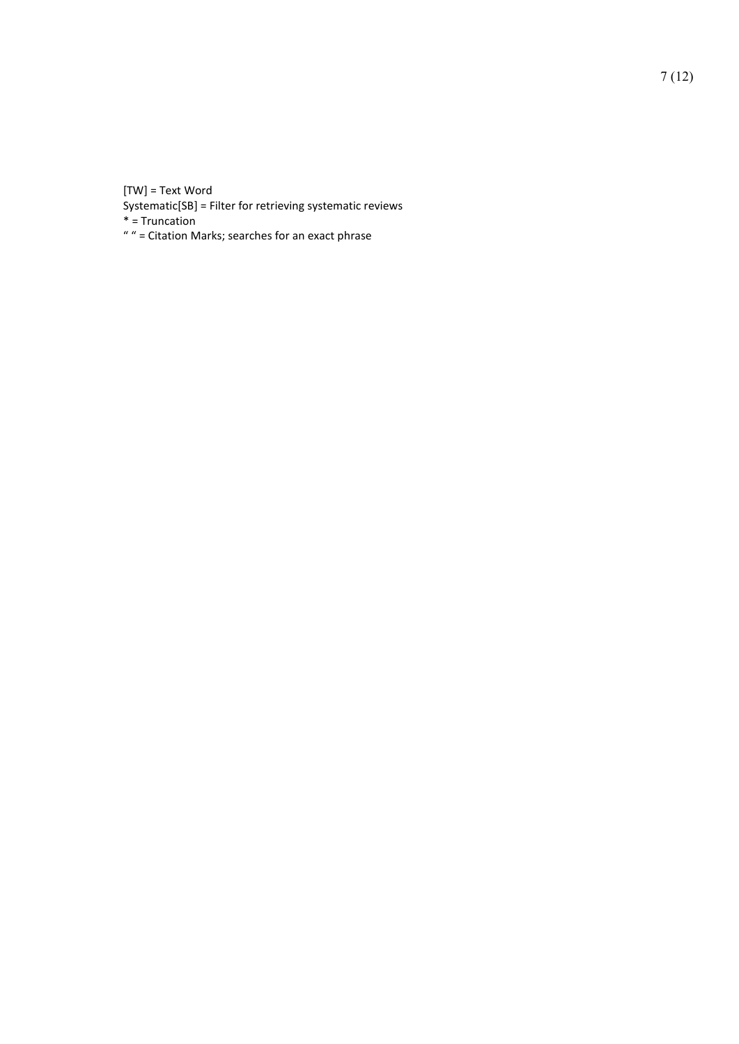[TW] = Text Word
Systematic[SB] = Filter for retrieving systematic reviews
* = Truncation
“ “ = Citation Marks; searches for an exact phrase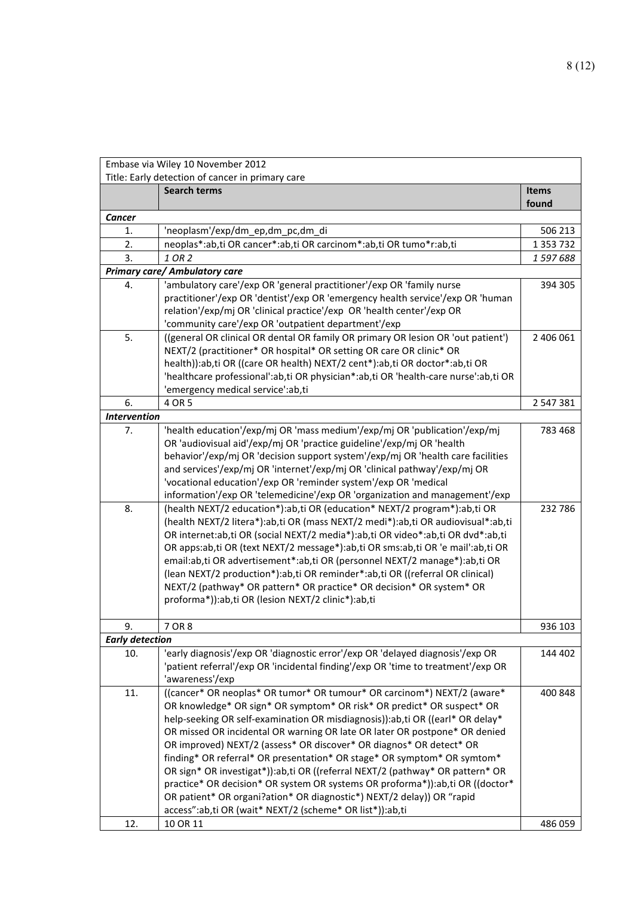| Embase via Wiley 10 November 2012<br>Title: Early detection of cancer in primary care | | |
|---|---|---|
| | **Search terms** | **Items found** |
| ***Cancer*** | | |
| 1. | 'neoplasm'/exp/dm_ep,dm_pc,dm_di | 506 213 |
| 2. | neoplas*:ab,ti OR cancer*:ab,ti OR carcinom*:ab,ti OR tumo*r:ab,ti | 1 353 732 |
| 3. | *1 OR 2* | *1 597 688* |
| ***Primary care/ Ambulatory care*** | | |
| 4. | 'ambulatory care'/exp OR 'general practitioner'/exp OR 'family nurse practitioner'/exp OR 'dentist'/exp OR 'emergency health service'/exp OR 'human relation'/exp/mj OR 'clinical practice'/exp OR 'health center'/exp OR 'community care'/exp OR 'outpatient department'/exp | 394 305 |
| 5. | ((general OR clinical OR dental OR family OR primary OR lesion OR 'out patient') NEXT/2 (practitioner* OR hospital* OR setting OR care OR clinic* OR health)):ab,ti OR ((care OR health) NEXT/2 cent*):ab,ti OR doctor*:ab,ti OR 'healthcare professional':ab,ti OR physician*:ab,ti OR 'health-care nurse':ab,ti OR 'emergency medical service':ab,ti | 2 406 061 |
| 6. | 4 OR 5 | 2 547 381 |
| ***Intervention*** | | |
| 7. | 'health education'/exp/mj OR 'mass medium'/exp/mj OR 'publication'/exp/mj OR 'audiovisual aid'/exp/mj OR 'practice guideline'/exp/mj OR 'health behavior'/exp/mj OR 'decision support system'/exp/mj OR 'health care facilities and services'/exp/mj OR 'internet'/exp/mj OR 'clinical pathway'/exp/mj OR 'vocational education'/exp OR 'reminder system'/exp OR 'medical information'/exp OR 'telemedicine'/exp OR 'organization and management'/exp | 783 468 |
| 8. | (health NEXT/2 education*):ab,ti OR (education* NEXT/2 program*):ab,ti OR (health NEXT/2 litera*):ab,ti OR (mass NEXT/2 medi*):ab,ti OR audiovisual*:ab,ti OR internet:ab,ti OR (social NEXT/2 media*):ab,ti OR video*:ab,ti OR dvd*:ab,ti OR apps:ab,ti OR (text NEXT/2 message*):ab,ti OR sms:ab,ti OR 'e mail':ab,ti OR email:ab,ti OR advertisement*:ab,ti OR (personnel NEXT/2 manage*):ab,ti OR (lean NEXT/2 production*):ab,ti OR reminder*:ab,ti OR ((referral OR clinical) NEXT/2 (pathway* OR pattern* OR practice* OR decision* OR system* OR proforma*)):ab,ti OR (lesion NEXT/2 clinic*):ab,ti | 232 786 |
| 9. | 7 OR 8 | 936 103 |
| ***Early detection*** | | |
| 10. | 'early diagnosis'/exp OR 'diagnostic error'/exp OR 'delayed diagnosis'/exp OR 'patient referral'/exp OR 'incidental finding'/exp OR 'time to treatment'/exp OR 'awareness'/exp | 144 402 |
| 11. | ((cancer* OR neoplas* OR tumor* OR tumour* OR carcinom*) NEXT/2 (aware* OR knowledge* OR sign* OR symptom* OR risk* OR predict* OR suspect* OR help-seeking OR self-examination OR misdiagnosis)):ab,ti OR ((earl* OR delay* OR missed OR incidental OR warning OR late OR later OR postpone* OR denied OR improved) NEXT/2 (assess* OR discover* OR diagnos* OR detect* OR finding* OR referral* OR presentation* OR stage* OR symptom* OR symtom* OR sign* OR investigat*)):ab,ti OR ((referral NEXT/2 (pathway* OR pattern* OR practice* OR decision* OR system OR systems OR proforma*)):ab,ti OR ((doctor* OR patient* OR organi?ation* OR diagnostic*) NEXT/2 delay)) OR "rapid access":ab,ti OR (wait* NEXT/2 (scheme* OR list*)):ab,ti | 400 848 |
| 12. | 10 OR 11 | 486 059 |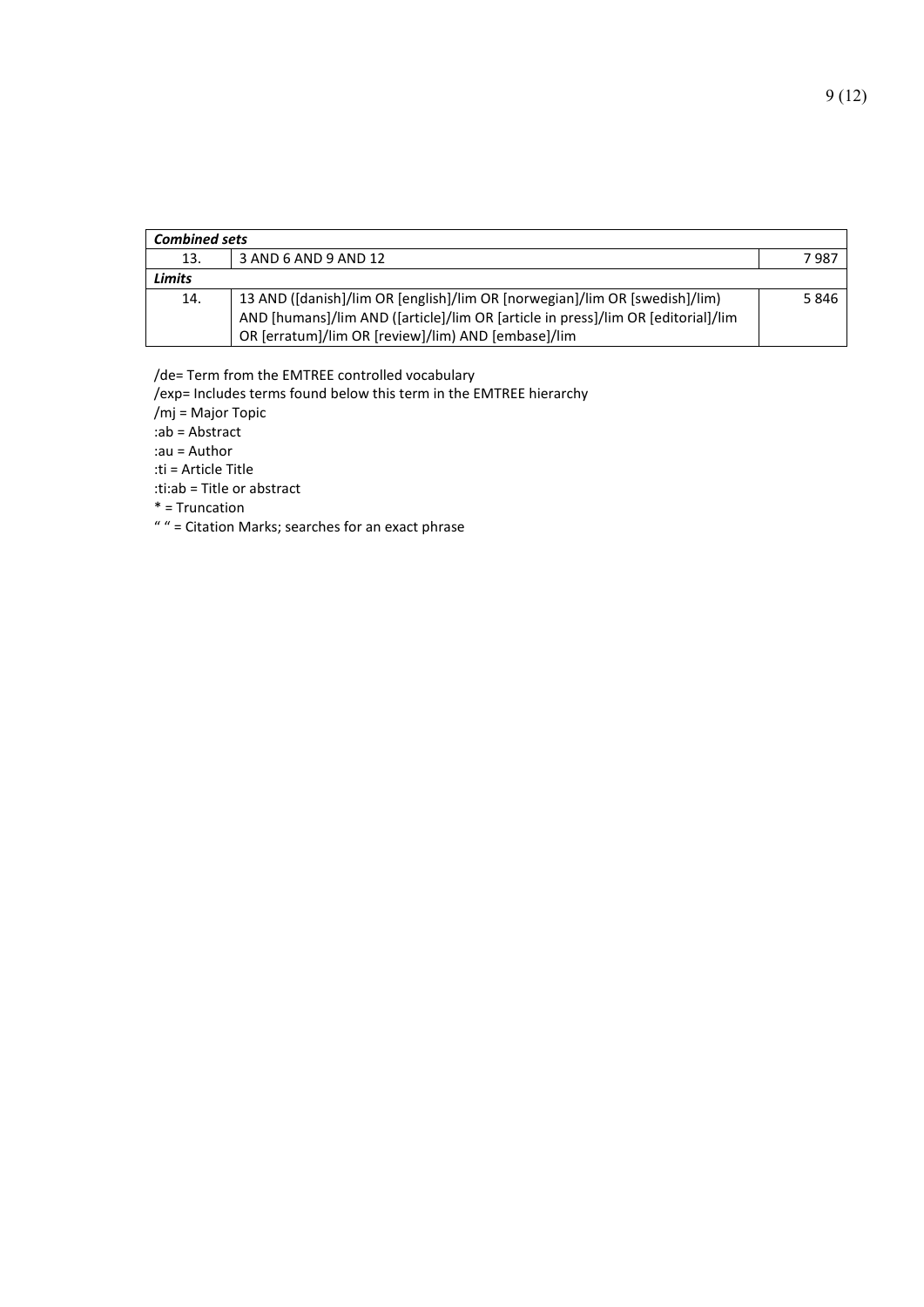| *Combined sets* | | |
|---|---|---|
| 13. | 3 AND 6 AND 9 AND 12 | 7 987 |
| ***Limits*** | | |
| 14. | 13 AND ([danish]/lim OR [english]/lim OR [norwegian]/lim OR [swedish]/lim) AND [humans]/lim AND ([article]/lim OR [article in press]/lim OR [editorial]/lim OR [erratum]/lim OR [review]/lim) AND [embase]/lim | 5 846 |

/de= Term from the EMTREE controlled vocabulary
/exp= Includes terms found below this term in the EMTREE hierarchy
/mj = Major Topic
:ab = Abstract
:au = Author
:ti = Article Title
:ti:ab = Title or abstract
* = Truncation
" " = Citation Marks; searches for an exact phrase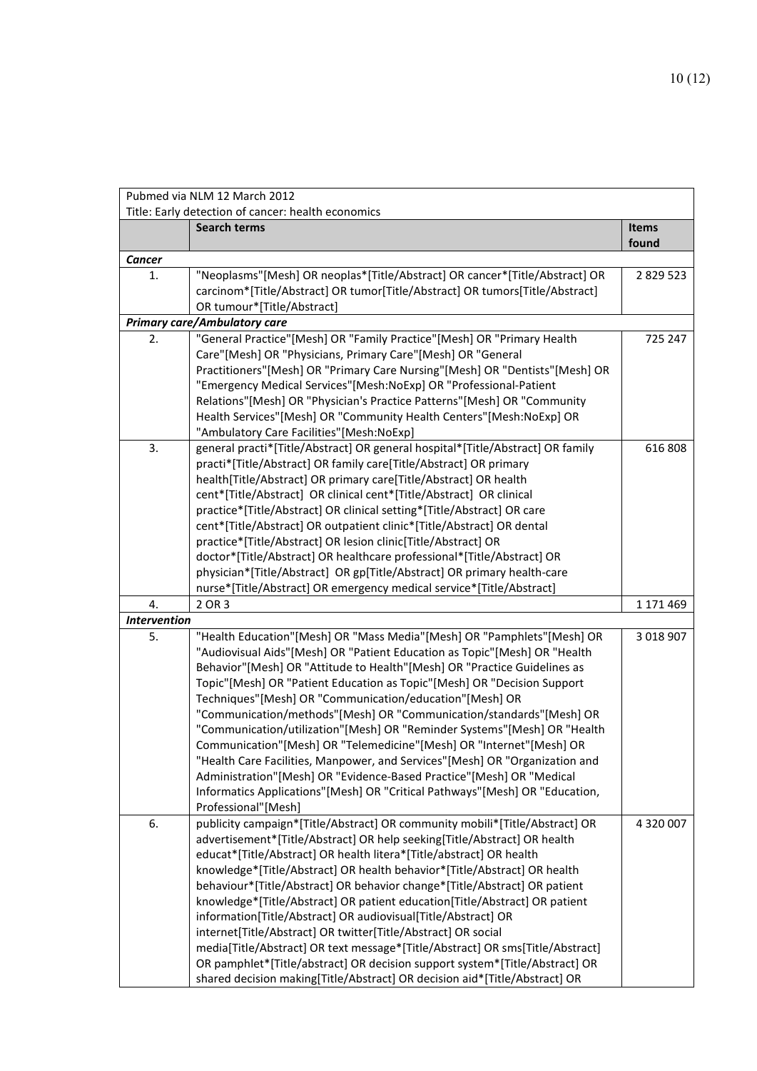| Pubmed via NLM 12 March 2012<br>Title: Early detection of cancer: health economics | | |
|---|---|---|
| | **Search terms** | **Items found** |
| ***Cancer*** | | |
| 1. | "Neoplasms"[Mesh] OR neoplas*[Title/Abstract] OR cancer*[Title/Abstract] OR carcinom*[Title/Abstract] OR tumor[Title/Abstract] OR tumors[Title/Abstract] OR tumour*[Title/Abstract] | 2 829 523 |
| ***Primary care/Ambulatory care*** | | |
| 2. | "General Practice"[Mesh] OR "Family Practice"[Mesh] OR "Primary Health Care"[Mesh] OR "Physicians, Primary Care"[Mesh] OR "General Practitioners"[Mesh] OR "Primary Care Nursing"[Mesh] OR "Dentists"[Mesh] OR "Emergency Medical Services"[Mesh:NoExp] OR "Professional-Patient Relations"[Mesh] OR "Physician's Practice Patterns"[Mesh] OR "Community Health Services"[Mesh] OR "Community Health Centers"[Mesh:NoExp] OR "Ambulatory Care Facilities"[Mesh:NoExp] | 725 247 |
| 3. | general practi*[Title/Abstract] OR general hospital*[Title/Abstract] OR family practi*[Title/Abstract] OR family care[Title/Abstract] OR primary health[Title/Abstract] OR primary care[Title/Abstract] OR health cent*[Title/Abstract] OR clinical cent*[Title/Abstract] OR clinical practice*[Title/Abstract] OR clinical setting*[Title/Abstract] OR care cent*[Title/Abstract] OR outpatient clinic*[Title/Abstract] OR dental practice*[Title/Abstract] OR lesion clinic[Title/Abstract] OR doctor*[Title/Abstract] OR healthcare professional*[Title/Abstract] OR physician*[Title/Abstract] OR gp[Title/Abstract] OR primary health-care nurse*[Title/Abstract] OR emergency medical service*[Title/Abstract] | 616 808 |
| 4. | 2 OR 3 | 1 171 469 |
| ***Intervention*** | | |
| 5. | "Health Education"[Mesh] OR "Mass Media"[Mesh] OR "Pamphlets"[Mesh] OR "Audiovisual Aids"[Mesh] OR "Patient Education as Topic"[Mesh] OR "Health Behavior"[Mesh] OR "Attitude to Health"[Mesh] OR "Practice Guidelines as Topic"[Mesh] OR "Patient Education as Topic"[Mesh] OR "Decision Support Techniques"[Mesh] OR "Communication/education"[Mesh] OR "Communication/methods"[Mesh] OR "Communication/standards"[Mesh] OR "Communication/utilization"[Mesh] OR "Reminder Systems"[Mesh] OR "Health Communication"[Mesh] OR "Telemedicine"[Mesh] OR "Internet"[Mesh] OR "Health Care Facilities, Manpower, and Services"[Mesh] OR "Organization and Administration"[Mesh] OR "Evidence-Based Practice"[Mesh] OR "Medical Informatics Applications"[Mesh] OR "Critical Pathways"[Mesh] OR "Education, Professional"[Mesh] | 3 018 907 |
| 6. | publicity campaign*[Title/Abstract] OR community mobili*[Title/Abstract] OR advertisement*[Title/Abstract] OR help seeking[Title/Abstract] OR health educat*[Title/Abstract] OR health litera*[Title/abstract] OR health knowledge*[Title/Abstract] OR health behavior*[Title/Abstract] OR health behaviour*[Title/Abstract] OR behavior change*[Title/Abstract] OR patient knowledge*[Title/Abstract] OR patient education[Title/Abstract] OR patient information[Title/Abstract] OR audiovisual[Title/Abstract] OR internet[Title/Abstract] OR twitter[Title/Abstract] OR social media[Title/Abstract] OR text message*[Title/Abstract] OR sms[Title/Abstract] OR pamphlet*[Title/abstract] OR decision support system*[Title/Abstract] OR shared decision making[Title/Abstract] OR decision aid*[Title/Abstract] OR | 4 320 007 |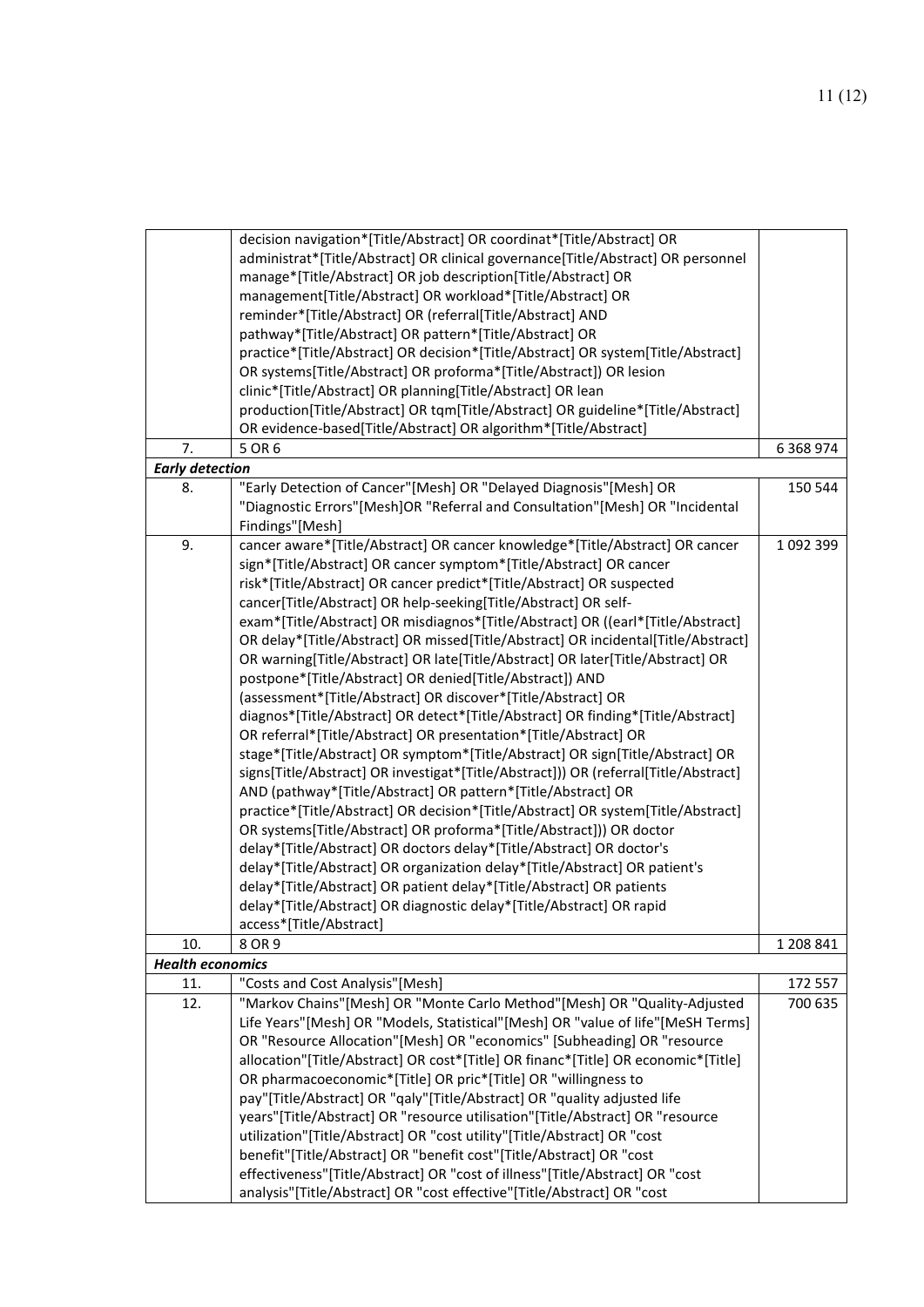| | | |
|---|---|---|
| | decision navigation*[Title/Abstract] OR coordinat*[Title/Abstract] OR administrat*[Title/Abstract] OR clinical governance[Title/Abstract] OR personnel manage*[Title/Abstract] OR job description[Title/Abstract] OR management[Title/Abstract] OR workload*[Title/Abstract] OR reminder*[Title/Abstract] OR (referral[Title/Abstract] AND pathway*[Title/Abstract] OR pattern*[Title/Abstract] OR practice*[Title/Abstract] OR decision*[Title/Abstract] OR system[Title/Abstract] OR systems[Title/Abstract] OR proforma*[Title/Abstract]) OR lesion clinic*[Title/Abstract] OR planning[Title/Abstract] OR lean production[Title/Abstract] OR tqm[Title/Abstract] OR guideline*[Title/Abstract] OR evidence-based[Title/Abstract] OR algorithm*[Title/Abstract] | |
| 7. | 5 OR 6 | 6 368 974 |
| ***Early detection*** | | |
| 8. | "Early Detection of Cancer"[Mesh] OR "Delayed Diagnosis"[Mesh] OR "Diagnostic Errors"[Mesh]OR "Referral and Consultation"[Mesh] OR "Incidental Findings"[Mesh] | 150 544 |
| 9. | cancer aware*[Title/Abstract] OR cancer knowledge*[Title/Abstract] OR cancer sign*[Title/Abstract] OR cancer symptom*[Title/Abstract] OR cancer risk*[Title/Abstract] OR cancer predict*[Title/Abstract] OR suspected cancer[Title/Abstract] OR help-seeking[Title/Abstract] OR self-exam*[Title/Abstract] OR misdiagnos*[Title/Abstract] OR ((earl*[Title/Abstract] OR delay*[Title/Abstract] OR missed[Title/Abstract] OR incidental[Title/Abstract] OR warning[Title/Abstract] OR late[Title/Abstract] OR later[Title/Abstract] OR postpone*[Title/Abstract] OR denied[Title/Abstract]) AND (assessment*[Title/Abstract] OR discover*[Title/Abstract] OR diagnos*[Title/Abstract] OR detect*[Title/Abstract] OR finding*[Title/Abstract] OR referral*[Title/Abstract] OR presentation*[Title/Abstract] OR stage*[Title/Abstract] OR symptom*[Title/Abstract] OR sign[Title/Abstract] OR signs[Title/Abstract] OR investigat*[Title/Abstract])) OR (referral[Title/Abstract] AND (pathway*[Title/Abstract] OR pattern*[Title/Abstract] OR practice*[Title/Abstract] OR decision*[Title/Abstract] OR system[Title/Abstract] OR systems[Title/Abstract] OR proforma*[Title/Abstract])) OR doctor delay*[Title/Abstract] OR doctors delay*[Title/Abstract] OR doctor's delay*[Title/Abstract] OR organization delay*[Title/Abstract] OR patient's delay*[Title/Abstract] OR patient delay*[Title/Abstract] OR patients delay*[Title/Abstract] OR diagnostic delay*[Title/Abstract] OR rapid access*[Title/Abstract] | 1 092 399 |
| 10. | 8 OR 9 | 1 208 841 |
| ***Health economics*** | | |
| 11. | "Costs and Cost Analysis"[Mesh] | 172 557 |
| 12. | "Markov Chains"[Mesh] OR "Monte Carlo Method"[Mesh] OR "Quality-Adjusted Life Years"[Mesh] OR "Models, Statistical"[Mesh] OR "value of life"[MeSH Terms] OR "Resource Allocation"[Mesh] OR "economics" [Subheading] OR "resource allocation"[Title/Abstract] OR cost*[Title] OR financ*[Title] OR economic*[Title] OR pharmacoeconomic*[Title] OR pric*[Title] OR "willingness to pay"[Title/Abstract] OR "qaly"[Title/Abstract] OR "quality adjusted life years"[Title/Abstract] OR "resource utilisation"[Title/Abstract] OR "resource utilization"[Title/Abstract] OR "cost utility"[Title/Abstract] OR "cost benefit"[Title/Abstract] OR "benefit cost"[Title/Abstract] OR "cost effectiveness"[Title/Abstract] OR "cost of illness"[Title/Abstract] OR "cost analysis"[Title/Abstract] OR "cost effective"[Title/Abstract] OR "cost | 700 635 |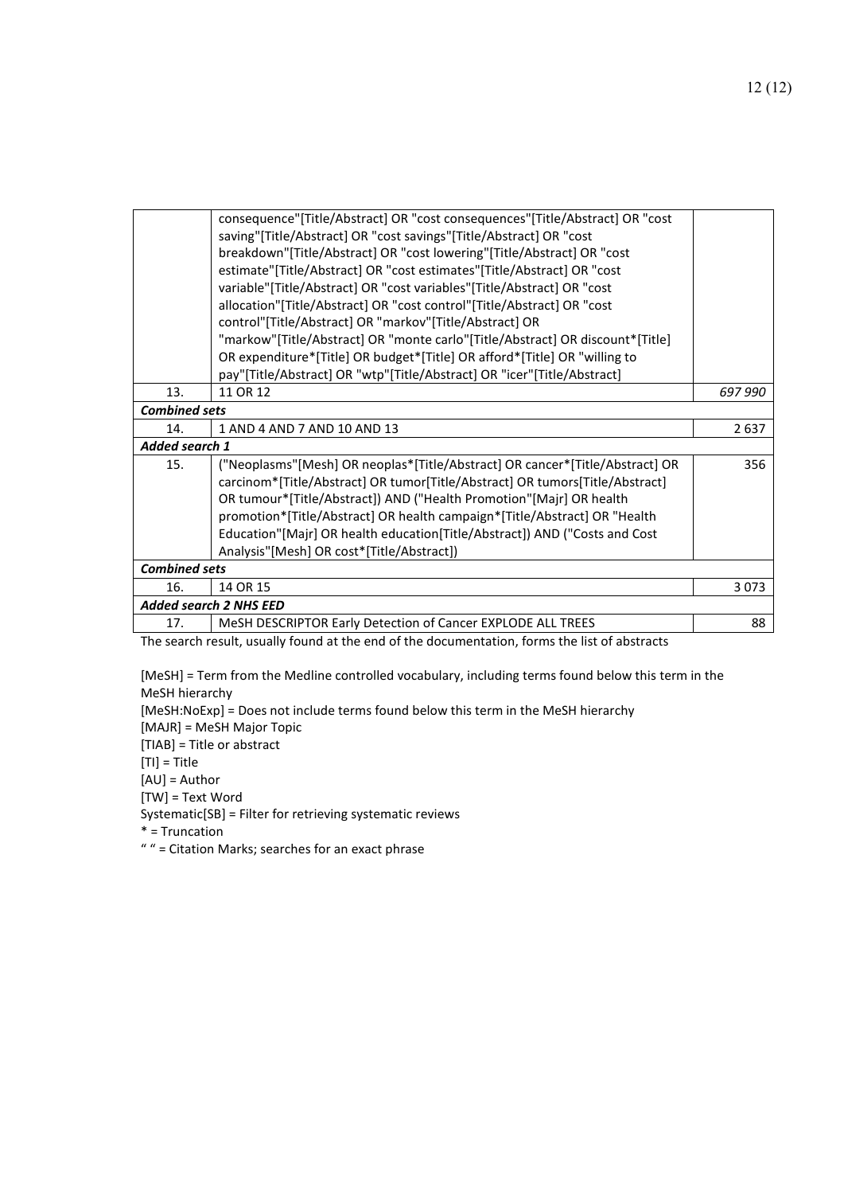| | | |
|---|---|---|
| | consequence"[Title/Abstract] OR "cost consequences"[Title/Abstract] OR "cost saving"[Title/Abstract] OR "cost savings"[Title/Abstract] OR "cost breakdown"[Title/Abstract] OR "cost lowering"[Title/Abstract] OR "cost estimate"[Title/Abstract] OR "cost estimates"[Title/Abstract] OR "cost variable"[Title/Abstract] OR "cost variables"[Title/Abstract] OR "cost allocation"[Title/Abstract] OR "cost control"[Title/Abstract] OR "cost control"[Title/Abstract] OR "markov"[Title/Abstract] OR "markow"[Title/Abstract] OR "monte carlo"[Title/Abstract] OR discount*[Title] OR expenditure*[Title] OR budget*[Title] OR afford*[Title] OR "willing to pay"[Title/Abstract] OR "wtp"[Title/Abstract] OR "icer"[Title/Abstract] | |
| 13. | 11 OR 12 | *697 990* |
| ***Combined sets*** | | |
| 14. | 1 AND 4 AND 7 AND 10 AND 13 | 2 637 |
| ***Added search 1*** | | |
| 15. | ("Neoplasms"[Mesh] OR neoplas*[Title/Abstract] OR cancer*[Title/Abstract] OR carcinom*[Title/Abstract] OR tumor[Title/Abstract] OR tumors[Title/Abstract] OR tumour*[Title/Abstract]) AND ("Health Promotion"[Majr] OR health promotion*[Title/Abstract] OR health campaign*[Title/Abstract] OR "Health Education"[Majr] OR health education[Title/Abstract]) AND ("Costs and Cost Analysis"[Mesh] OR cost*[Title/Abstract]) | 356 |
| ***Combined sets*** | | |
| 16. | 14 OR 15 | 3 073 |
| ***Added search 2 NHS EED*** | | |
| 17. | MeSH DESCRIPTOR Early Detection of Cancer EXPLODE ALL TREES | 88 |

The search result, usually found at the end of the documentation, forms the list of abstracts

[MeSH] = Term from the Medline controlled vocabulary, including terms found below this term in the MeSH hierarchy
[MeSH:NoExp] = Does not include terms found below this term in the MeSH hierarchy
[MAJR] = MeSH Major Topic
[TIAB] = Title or abstract
[TI] = Title
[AU] = Author
[TW] = Text Word
Systematic[SB] = Filter for retrieving systematic reviews
* = Truncation
" " = Citation Marks; searches for an exact phrase